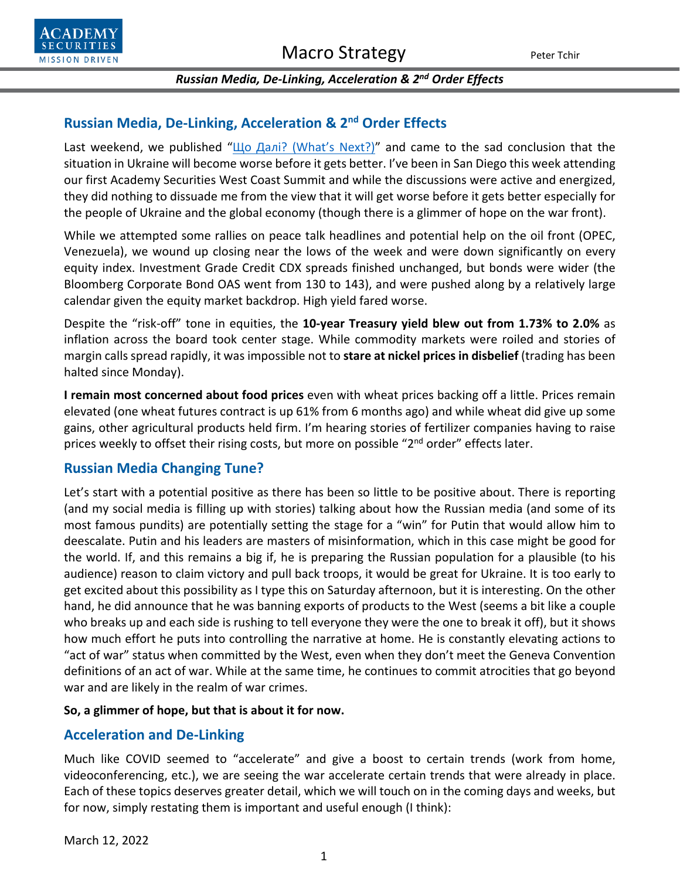## Russian Media, De-Linking, Acceleration & 2nd Order Effects

Last weekend, we published "Що Далі? (What's Next?)" and came to the sad conclusion that the situation in Ukraine will become worse before it gets better. I've been in San Diego this week attending our first Academy Securities West Coast Summit and while the discussions were active and energized, they did nothing to dissuade me from the view that it will get worse before it gets better especially for the people of Ukraine and the global economy (though there is a glimmer of hope on the war front).

While we attempted some rallies on peace talk headlines and potential help on the oil front (OPEC, Venezuela), we wound up closing near the lows of the week and were down significantly on every equity index. Investment Grade Credit CDX spreads finished unchanged, but bonds were wider (the Bloomberg Corporate Bond OAS went from 130 to 143), and were pushed along by a relatively large calendar given the equity market backdrop. High yield fared worse.

Despite the "risk-off" tone in equities, the **10-year Treasury yield blew out from 1.73% to 2.0%** as inflation across the board took center stage. While commodity markets were roiled and stories of margin calls spread rapidly, it was impossible not to **stare at nickel prices in disbelief** (trading has been halted since Monday).

**I remain most concerned about food prices** even with wheat prices backing off a little. Prices remain elevated (one wheat futures contract is up 61% from 6 months ago) and while wheat did give up some gains, other agricultural products held firm. I'm hearing stories of fertilizer companies having to raise prices weekly to offset their rising costs, but more on possible "2nd order" effects later.

## Russian Media Changing Tune?

Let's start with a potential positive as there has been so little to be positive about. There is reporting (and my social media is filling up with stories) talking about how the Russian media (and some of its most famous pundits) are potentially setting the stage for a "win" for Putin that would allow him to deescalate. Putin and his leaders are masters of misinformation, which in this case might be good for the world. If, and this remains a big if, he is preparing the Russian population for a plausible (to his audience) reason to claim victory and pull back troops, it would be great for Ukraine. It is too early to get excited about this possibility as I type this on Saturday afternoon, but it is interesting. On the other hand, he did announce that he was banning exports of products to the West (seems a bit like a couple who breaks up and each side is rushing to tell everyone they were the one to break it off), but it shows how much effort he puts into controlling the narrative at home. He is constantly elevating actions to "act of war" status when committed by the West, even when they don't meet the Geneva Convention definitions of an act of war. While at the same time, he continues to commit atrocities that go beyond war and are likely in the realm of war crimes.

**So, a glimmer of hope, but that is about it for now.**

## Acceleration and De-Linking

Much like COVID seemed to "accelerate" and give a boost to certain trends (work from home, videoconferencing, etc.), we are seeing the war accelerate certain trends that were already in place. Each of these topics deserves greater detail, which we will touch on in the coming days and weeks, but for now, simply restating them is important and useful enough (I think):

March 12, 2022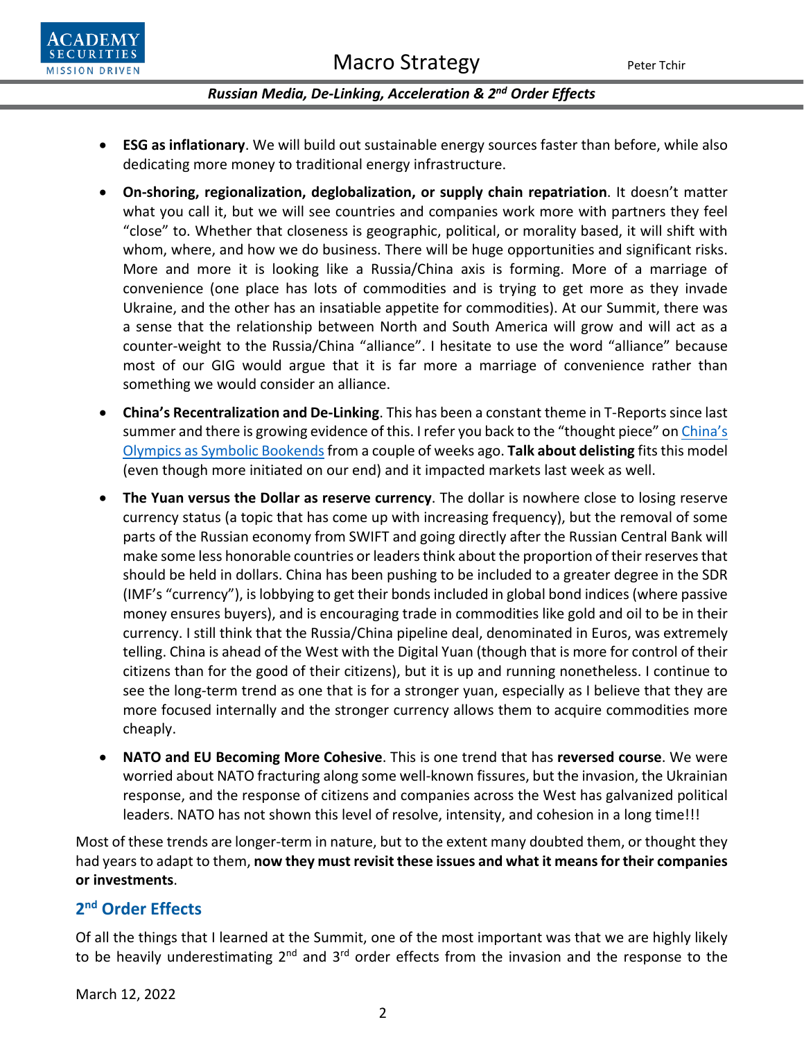- **ESG as inflationary**. We will build out sustainable energy sources faster than before, while also dedicating more money to traditional energy infrastructure.
- **On-shoring, regionalization, deglobalization, or supply chain repatriation**. It doesn't matter what you call it, but we will see countries and companies work more with partners they feel "close" to. Whether that closeness is geographic, political, or morality based, it will shift with whom, where, and how we do business. There will be huge opportunities and significant risks. More and more it is looking like a Russia/China axis is forming. More of a marriage of convenience (one place has lots of commodities and is trying to get more as they invade Ukraine, and the other has an insatiable appetite for commodities). At our Summit, there was a sense that the relationship between North and South America will grow and will act as a counter-weight to the Russia/China "alliance". I hesitate to use the word "alliance" because most of our GIG would argue that it is far more a marriage of convenience rather than something we would consider an alliance.
- **China's Recentralization and De-Linking**. This has been a constant theme in T-Reports since last summer and there is growing evidence of this. I refer you back to the "thought piece" on China's Olympics as Symbolic Bookends from a couple of weeks ago. **Talk about delisting** fits this model (even though more initiated on our end) and it impacted markets last week as well.
- **The Yuan versus the Dollar as reserve currency**. The dollar is nowhere close to losing reserve currency status (a topic that has come up with increasing frequency), but the removal of some parts of the Russian economy from SWIFT and going directly after the Russian Central Bank will make some less honorable countries or leaders think about the proportion of their reserves that should be held in dollars. China has been pushing to be included to a greater degree in the SDR (IMF's "currency"), is lobbying to get their bonds included in global bond indices (where passive money ensures buyers), and is encouraging trade in commodities like gold and oil to be in their currency. I still think that the Russia/China pipeline deal, denominated in Euros, was extremely telling. China is ahead of the West with the Digital Yuan (though that is more for control of their citizens than for the good of their citizens), but it is up and running nonetheless. I continue to see the long-term trend as one that is for a stronger yuan, especially as I believe that they are more focused internally and the stronger currency allows them to acquire commodities more cheaply.
- **NATO and EU Becoming More Cohesive**. This is one trend that has **reversed course**. We were worried about NATO fracturing along some well-known fissures, but the invasion, the Ukrainian response, and the response of citizens and companies across the West has galvanized political leaders. NATO has not shown this level of resolve, intensity, and cohesion in a long time!!!

Most of these trends are longer-term in nature, but to the extent many doubted them, or thought they had years to adapt to them, **now they must revisit these issues and what it means for their companies or investments**.

## 2nd Order Effects

Of all the things that I learned at the Summit, one of the most important was that we are highly likely to be heavily underestimating 2nd and 3rd order effects from the invasion and the response to the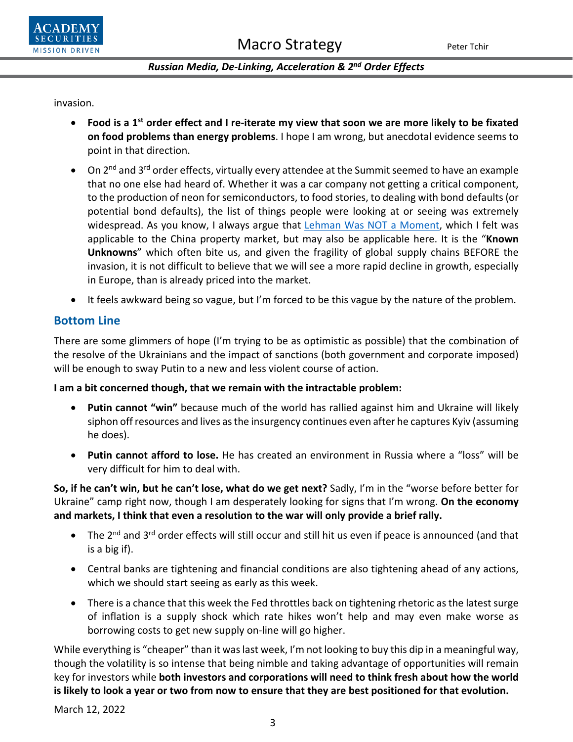invasion.

- **Food is a 1st order effect and I re-iterate my view that soon we are more likely to be fixated on food problems than energy problems**. I hope I am wrong, but anecdotal evidence seems to point in that direction.
- On 2nd and 3rd order effects, virtually every attendee at the Summit seemed to have an example that no one else had heard of. Whether it was a car company not getting a critical component, to the production of neon for semiconductors, to food stories, to dealing with bond defaults (or potential bond defaults), the list of things people were looking at or seeing was extremely widespread. As you know, I always argue that Lehman Was NOT a Moment, which I felt was applicable to the China property market, but may also be applicable here. It is the "**Known Unknowns**" which often bite us, and given the fragility of global supply chains BEFORE the invasion, it is not difficult to believe that we will see a more rapid decline in growth, especially in Europe, than is already priced into the market.
- It feels awkward being so vague, but I'm forced to be this vague by the nature of the problem.

## Bottom Line

There are some glimmers of hope (I'm trying to be as optimistic as possible) that the combination of the resolve of the Ukrainians and the impact of sanctions (both government and corporate imposed) will be enough to sway Putin to a new and less violent course of action.

**I am a bit concerned though, that we remain with the intractable problem:**

- **Putin cannot "win"** because much of the world has rallied against him and Ukraine will likely siphon off resources and lives as the insurgency continues even after he captures Kyiv (assuming he does).
- **Putin cannot afford to lose.** He has created an environment in Russia where a "loss" will be very difficult for him to deal with.

**So, if he can't win, but he can't lose, what do we get next?** Sadly, I'm in the "worse before better for Ukraine" camp right now, though I am desperately looking for signs that I'm wrong. **On the economy and markets, I think that even a resolution to the war will only provide a brief rally.**

- The 2nd and 3rd order effects will still occur and still hit us even if peace is announced (and that is a big if).
- Central banks are tightening and financial conditions are also tightening ahead of any actions, which we should start seeing as early as this week.
- There is a chance that this week the Fed throttles back on tightening rhetoric as the latest surge of inflation is a supply shock which rate hikes won't help and may even make worse as borrowing costs to get new supply on-line will go higher.

While everything is "cheaper" than it was last week, I'm not looking to buy this dip in a meaningful way, though the volatility is so intense that being nimble and taking advantage of opportunities will remain key for investors while **both investors and corporations will need to think fresh about how the world is likely to look a year or two from now to ensure that they are best positioned for that evolution.**

March 12, 2022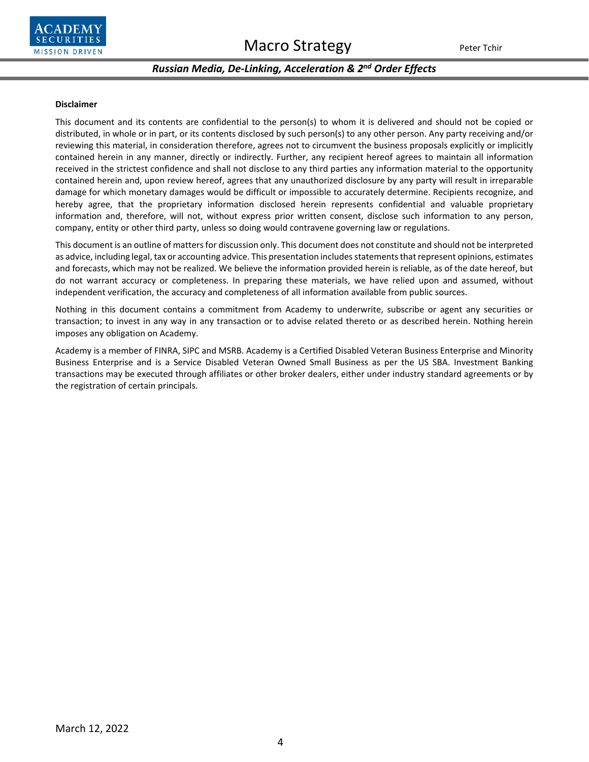**Disclaimer**

This document and its contents are confidential to the person(s) to whom it is delivered and should not be copied or distributed, in whole or in part, or its contents disclosed by such person(s) to any other person. Any party receiving and/or reviewing this material, in consideration therefore, agrees not to circumvent the business proposals explicitly or implicitly contained herein in any manner, directly or indirectly. Further, any recipient hereof agrees to maintain all information received in the strictest confidence and shall not disclose to any third parties any information material to the opportunity contained herein and, upon review hereof, agrees that any unauthorized disclosure by any party will result in irreparable damage for which monetary damages would be difficult or impossible to accurately determine. Recipients recognize, and hereby agree, that the proprietary information disclosed herein represents confidential and valuable proprietary information and, therefore, will not, without express prior written consent, disclose such information to any person, company, entity or other third party, unless so doing would contravene governing law or regulations.

This document is an outline of matters for discussion only. This document does not constitute and should not be interpreted as advice, including legal, tax or accounting advice. This presentation includes statements that represent opinions, estimates and forecasts, which may not be realized. We believe the information provided herein is reliable, as of the date hereof, but do not warrant accuracy or completeness. In preparing these materials, we have relied upon and assumed, without independent verification, the accuracy and completeness of all information available from public sources.

Nothing in this document contains a commitment from Academy to underwrite, subscribe or agent any securities or transaction; to invest in any way in any transaction or to advise related thereto or as described herein. Nothing herein imposes any obligation on Academy.

Academy is a member of FINRA, SIPC and MSRB. Academy is a Certified Disabled Veteran Business Enterprise and Minority Business Enterprise and is a Service Disabled Veteran Owned Small Business as per the US SBA. Investment Banking transactions may be executed through affiliates or other broker dealers, either under industry standard agreements or by the registration of certain principals.

March 12, 2022